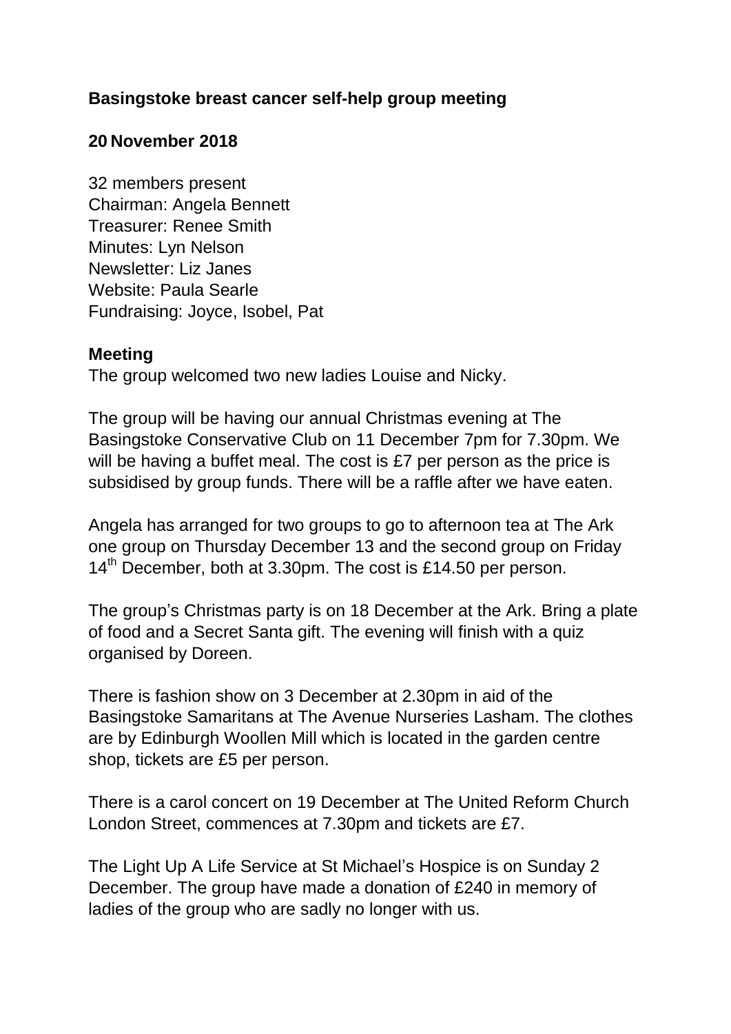**Basingstoke breast cancer self-help group meeting**

**20 November 2018**

32 members present
Chairman: Angela Bennett
Treasurer: Renee Smith
Minutes: Lyn Nelson
Newsletter: Liz Janes
Website: Paula Searle
Fundraising: Joyce, Isobel, Pat

**Meeting**

The group welcomed two new ladies Louise and Nicky.

The group will be having our annual Christmas evening at The Basingstoke Conservative Club on 11 December 7pm for 7.30pm. We will be having a buffet meal. The cost is £7 per person as the price is subsidised by group funds. There will be a raffle after we have eaten.

Angela has arranged for two groups to go to afternoon tea at The Ark one group on Thursday December 13 and the second group on Friday 14th December, both at 3.30pm. The cost is £14.50 per person.

The group's Christmas party is on 18 December at the Ark. Bring a plate of food and a Secret Santa gift. The evening will finish with a quiz organised by Doreen.

There is fashion show on 3 December at 2.30pm in aid of the Basingstoke Samaritans at The Avenue Nurseries Lasham. The clothes are by Edinburgh Woollen Mill which is located in the garden centre shop, tickets are £5 per person.

There is a carol concert on 19 December at The United Reform Church London Street, commences at 7.30pm and tickets are £7.

The Light Up A Life Service at St Michael's Hospice is on Sunday 2 December. The group have made a donation of £240 in memory of ladies of the group who are sadly no longer with us.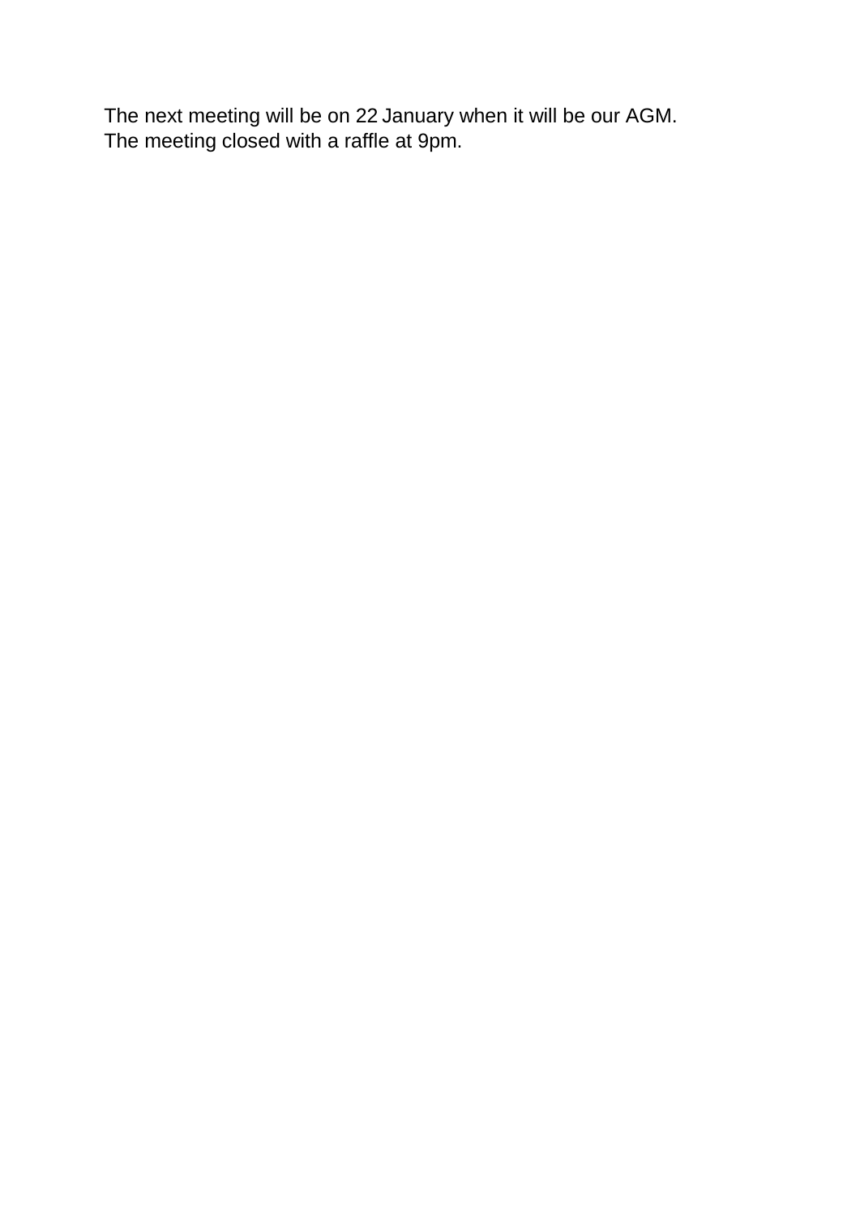The next meeting will be on 22 January when it will be our AGM.
The meeting closed with a raffle at 9pm.